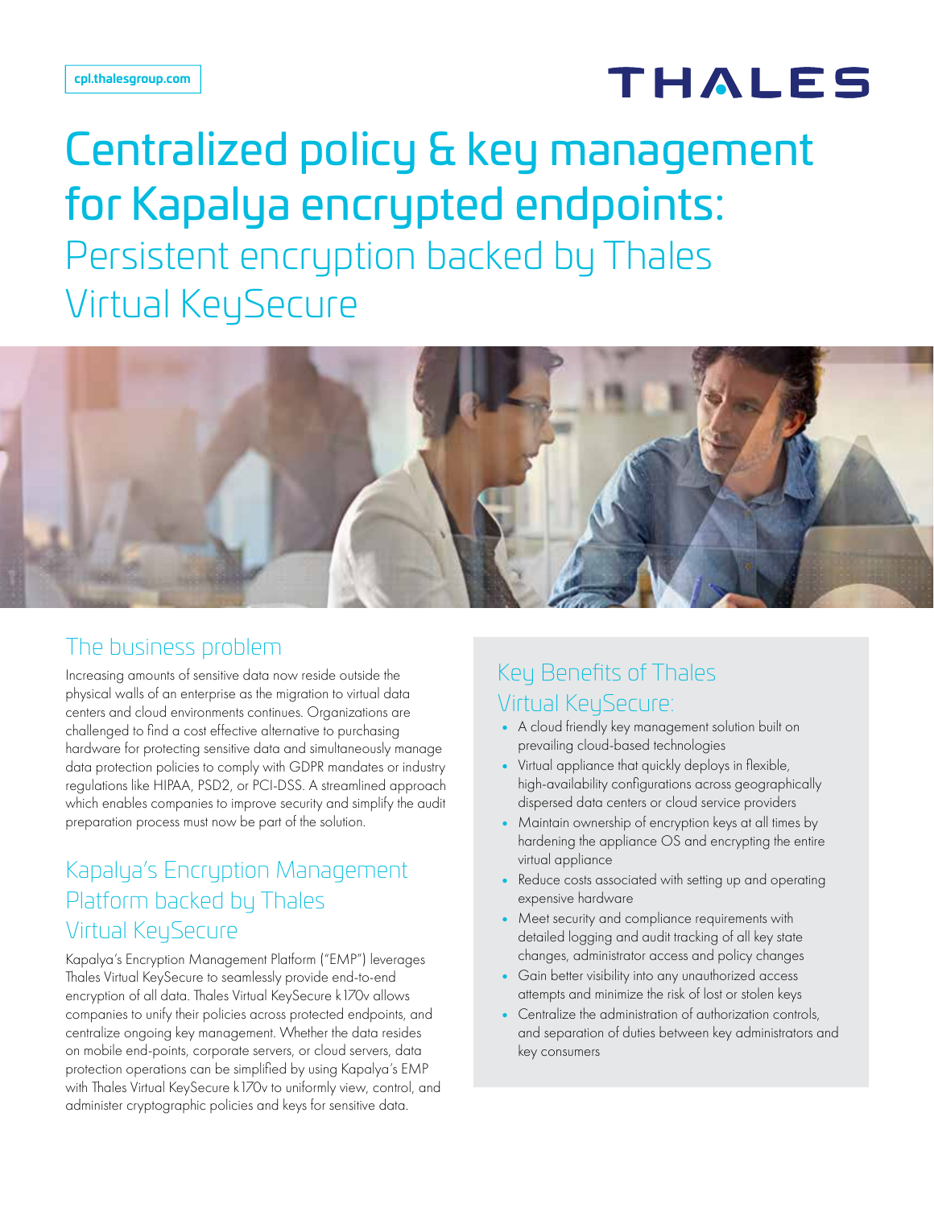cpl.thalesgroup.com

THALES

# Centralized policy & key management for Kapalya encrypted endpoints:

## Persistent encryption backed by Thales Virtual KeySecure

## The business problem

Increasing amounts of sensitive data now reside outside the physical walls of an enterprise as the migration to virtual data centers and cloud environments continues. Organizations are challenged to find a cost effective alternative to purchasing hardware for protecting sensitive data and simultaneously manage data protection policies to comply with GDPR mandates or industry regulations like HIPAA, PSD2, or PCI-DSS. A streamlined approach which enables companies to improve security and simplify the audit preparation process must now be part of the solution.

## Kapalya's Encryption Management Platform backed by Thales Virtual KeySecure

Kapalya's Encryption Management Platform ("EMP") leverages Thales Virtual KeySecure to seamlessly provide end-to-end encryption of all data. Thales Virtual KeySecure k170v allows companies to unify their policies across protected endpoints, and centralize ongoing key management. Whether the data resides on mobile end-points, corporate servers, or cloud servers, data protection operations can be simplified by using Kapalya's EMP with Thales Virtual KeySecure k170v to uniformly view, control, and administer cryptographic policies and keys for sensitive data.

## Key Benefits of Thales Virtual KeySecure:

- A cloud friendly key management solution built on prevailing cloud-based technologies
- Virtual appliance that quickly deploys in flexible, high-availability configurations across geographically dispersed data centers or cloud service providers
- Maintain ownership of encryption keys at all times by hardening the appliance OS and encrypting the entire virtual appliance
- Reduce costs associated with setting up and operating expensive hardware
- Meet security and compliance requirements with detailed logging and audit tracking of all key state changes, administrator access and policy changes
- Gain better visibility into any unauthorized access attempts and minimize the risk of lost or stolen keys
- Centralize the administration of authorization controls, and separation of duties between key administrators and key consumers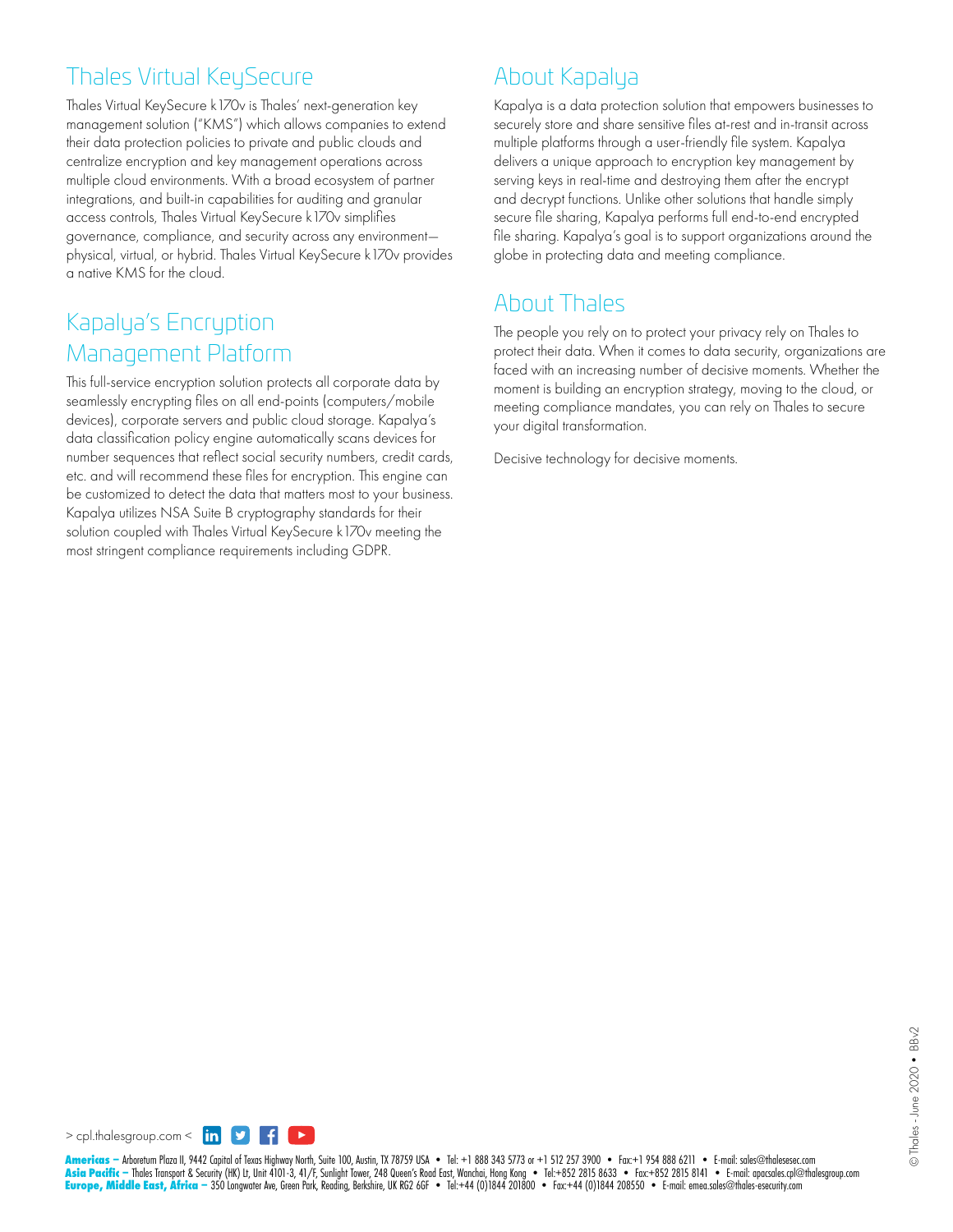## Thales Virtual KeySecure

Thales Virtual KeySecure k170v is Thales' next-generation key management solution ("KMS") which allows companies to extend their data protection policies to private and public clouds and centralize encryption and key management operations across multiple cloud environments. With a broad ecosystem of partner integrations, and built-in capabilities for auditing and granular access controls, Thales Virtual KeySecure k170v simplifies governance, compliance, and security across any environment—physical, virtual, or hybrid. Thales Virtual KeySecure k170v provides a native KMS for the cloud.

## Kapalya's Encryption Management Platform

This full-service encryption solution protects all corporate data by seamlessly encrypting files on all end-points (computers/mobile devices), corporate servers and public cloud storage. Kapalya's data classification policy engine automatically scans devices for number sequences that reflect social security numbers, credit cards, etc. and will recommend these files for encryption. This engine can be customized to detect the data that matters most to your business. Kapalya utilizes NSA Suite B cryptography standards for their solution coupled with Thales Virtual KeySecure k170v meeting the most stringent compliance requirements including GDPR.

## About Kapalya

Kapalya is a data protection solution that empowers businesses to securely store and share sensitive files at-rest and in-transit across multiple platforms through a user-friendly file system. Kapalya delivers a unique approach to encryption key management by serving keys in real-time and destroying them after the encrypt and decrypt functions. Unlike other solutions that handle simply secure file sharing, Kapalya performs full end-to-end encrypted file sharing. Kapalya's goal is to support organizations around the globe in protecting data and meeting compliance.

## About Thales

The people you rely on to protect your privacy rely on Thales to protect their data. When it comes to data security, organizations are faced with an increasing number of decisive moments. Whether the moment is building an encryption strategy, moving to the cloud, or meeting compliance mandates, you can rely on Thales to secure your digital transformation.

Decisive technology for decisive moments.

> cpl.thalesgroup.com <

**Americas –** Arboretum Plaza II, 9442 Capital of Texas Highway North, Suite 100, Austin, TX 78759 USA • Tel: +1 888 343 5773 or +1 512 257 3900 • Fax:+1 954 888 6211 • E-mail: sales@thalesesec.com
**Asia Pacific –** Thales Transport & Security (HK) Lt, Unit 4101-3, 41/F, Sunlight Tower, 248 Queen's Road East, Wanchai, Hong Kong • Tel:+852 2815 8633 • Fax:+852 2815 8141 • E-mail: apacsales.cpl@thalesgroup.com
**Europe, Middle East, Africa –** 350 Longwater Ave, Green Park, Reading, Berkshire, UK RG2 6GF • Tel:+44 (0)1844 201800 • Fax:+44 (0)1844 208550 • E-mail: emea.sales@thales-esecurity.com

© Thales - June 2020 • BBv2